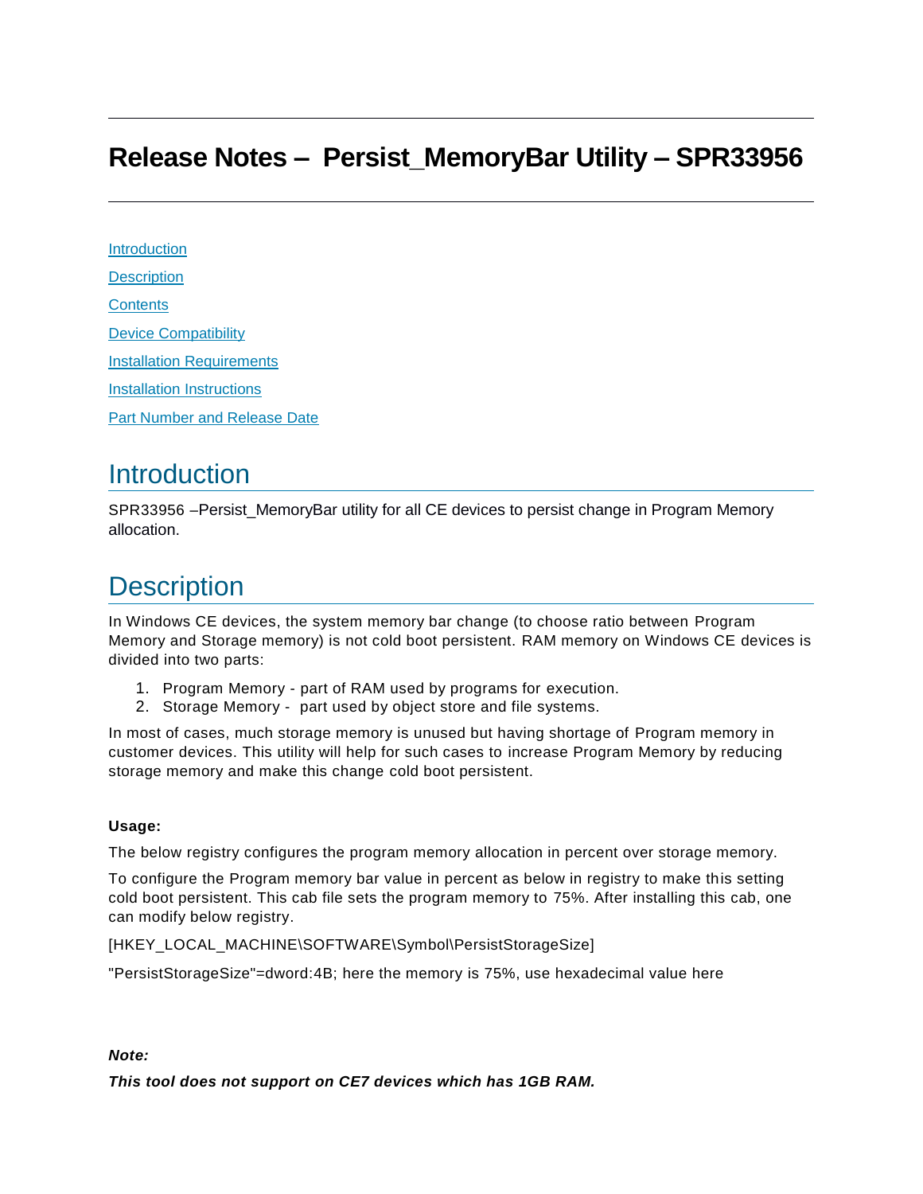# Release Notes – Persist_MemoryBar Utility – SPR33956

---

[Introduction](#introduction)

[Description](#description)

[Contents](#contents)

[Device Compatibility](#device-compatibility)

[Installation Requirements](#installation-requirements)

[Installation Instructions](#installation-instructions)

[Part Number and Release Date](#part-number-and-release-date)

## Introduction

SPR33956 –Persist_MemoryBar utility for all CE devices to persist change in Program Memory allocation.

## Description

In Windows CE devices, the system memory bar change (to choose ratio between Program Memory and Storage memory) is not cold boot persistent. RAM memory on Windows CE devices is divided into two parts:

1. Program Memory - part of RAM used by programs for execution.
2. Storage Memory - part used by object store and file systems.

In most of cases, much storage memory is unused but having shortage of Program memory in customer devices. This utility will help for such cases to increase Program Memory by reducing storage memory and make this change cold boot persistent.

**Usage:**

The below registry configures the program memory allocation in percent over storage memory.

To configure the Program memory bar value in percent as below in registry to make this setting cold boot persistent. This cab file sets the program memory to 75%. After installing this cab, one can modify below registry.

[HKEY_LOCAL_MACHINE\SOFTWARE\Symbol\PersistStorageSize]

"PersistStorageSize"=dword:4B; here the memory is 75%, use hexadecimal value here

***Note:***

***This tool does not support on CE7 devices which has 1GB RAM.***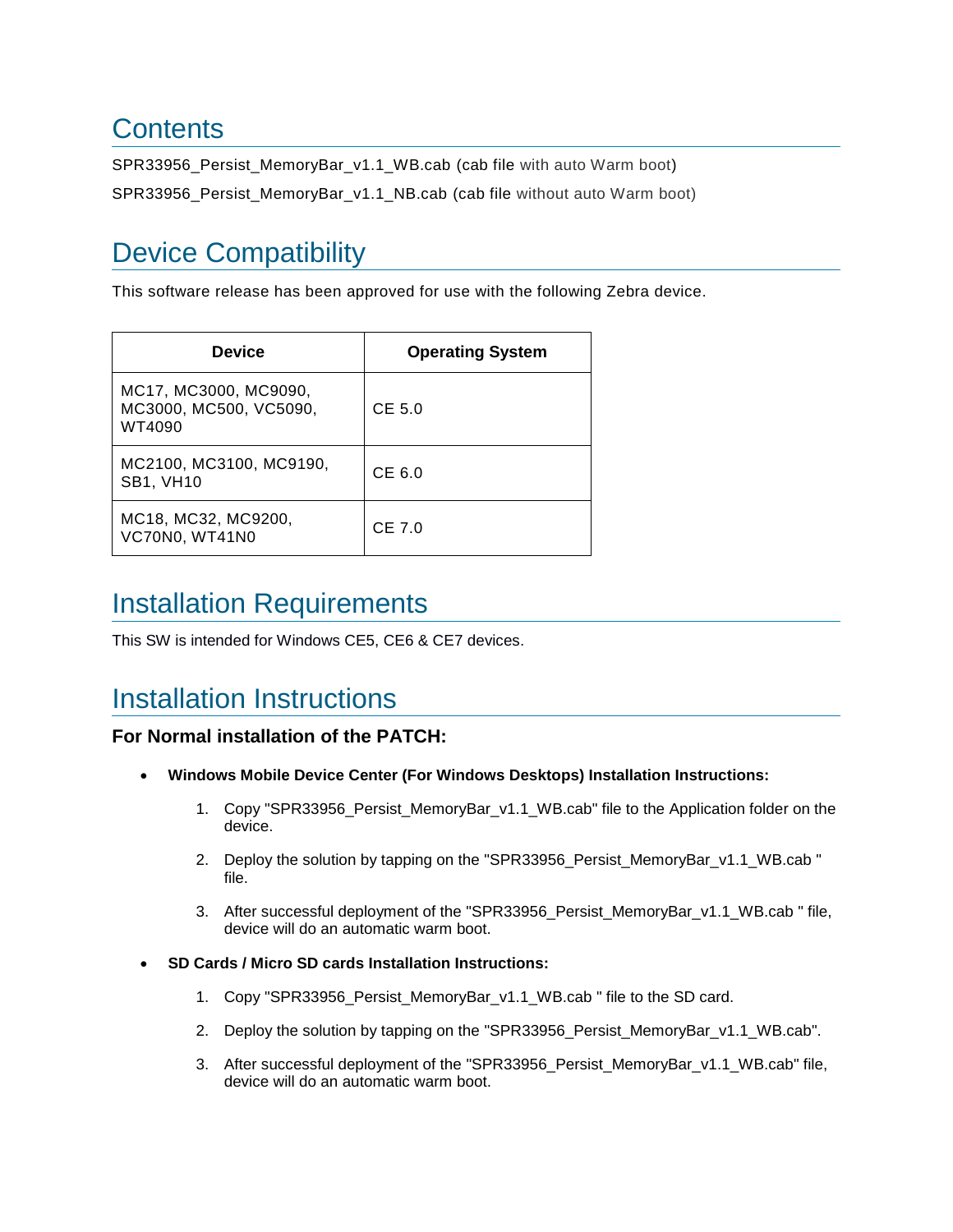# Contents

SPR33956_Persist_MemoryBar_v1.1_WB.cab (cab file with auto Warm boot)

SPR33956_Persist_MemoryBar_v1.1_NB.cab (cab file without auto Warm boot)

# Device Compatibility

This software release has been approved for use with the following Zebra device.

| Device | Operating System |
|---|---|
| MC17, MC3000, MC9090, MC3000, MC500, VC5090, WT4090 | CE 5.0 |
| MC2100, MC3100, MC9190, SB1, VH10 | CE 6.0 |
| MC18, MC32, MC9200, VC70N0, WT41N0 | CE 7.0 |

# Installation Requirements

This SW is intended for Windows CE5, CE6 & CE7 devices.

# Installation Instructions

### For Normal installation of the PATCH:

- **Windows Mobile Device Center (For Windows Desktops) Installation Instructions:**
    1. Copy "SPR33956_Persist_MemoryBar_v1.1_WB.cab" file to the Application folder on the device.
    2. Deploy the solution by tapping on the "SPR33956_Persist_MemoryBar_v1.1_WB.cab " file.
    3. After successful deployment of the "SPR33956_Persist_MemoryBar_v1.1_WB.cab " file, device will do an automatic warm boot.
- **SD Cards / Micro SD cards Installation Instructions:**
    1. Copy "SPR33956_Persist_MemoryBar_v1.1_WB.cab " file to the SD card.
    2. Deploy the solution by tapping on the "SPR33956_Persist_MemoryBar_v1.1_WB.cab".
    3. After successful deployment of the "SPR33956_Persist_MemoryBar_v1.1_WB.cab" file, device will do an automatic warm boot.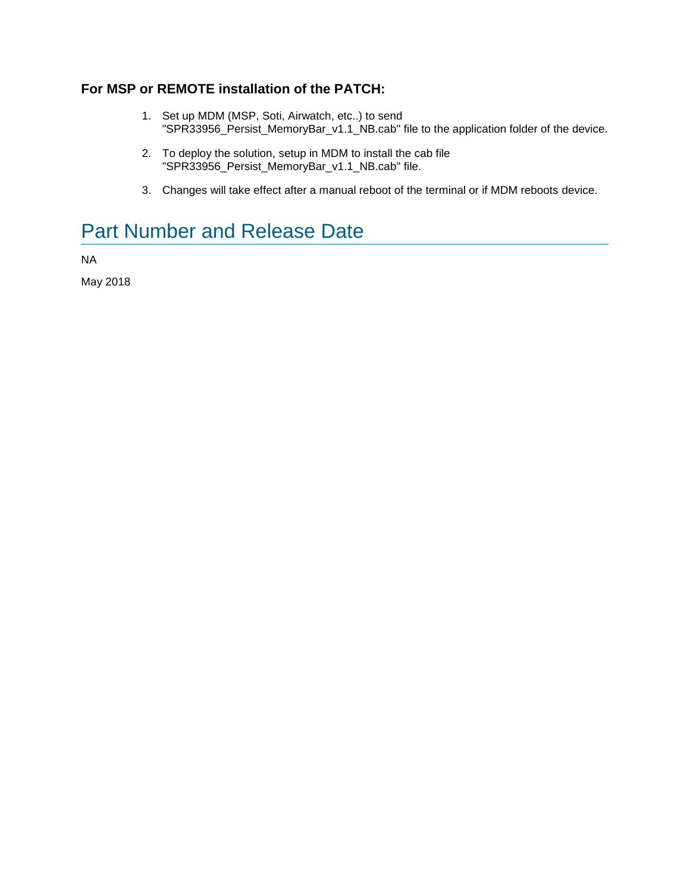**For MSP or REMOTE installation of the PATCH:**

1. Set up MDM (MSP, Soti, Airwatch, etc..) to send "SPR33956_Persist_MemoryBar_v1.1_NB.cab" file to the application folder of the device.

2. To deploy the solution, setup in MDM to install the cab file "SPR33956_Persist_MemoryBar_v1.1_NB.cab" file.

3. Changes will take effect after a manual reboot of the terminal or if MDM reboots device.

# Part Number and Release Date

NA

May 2018